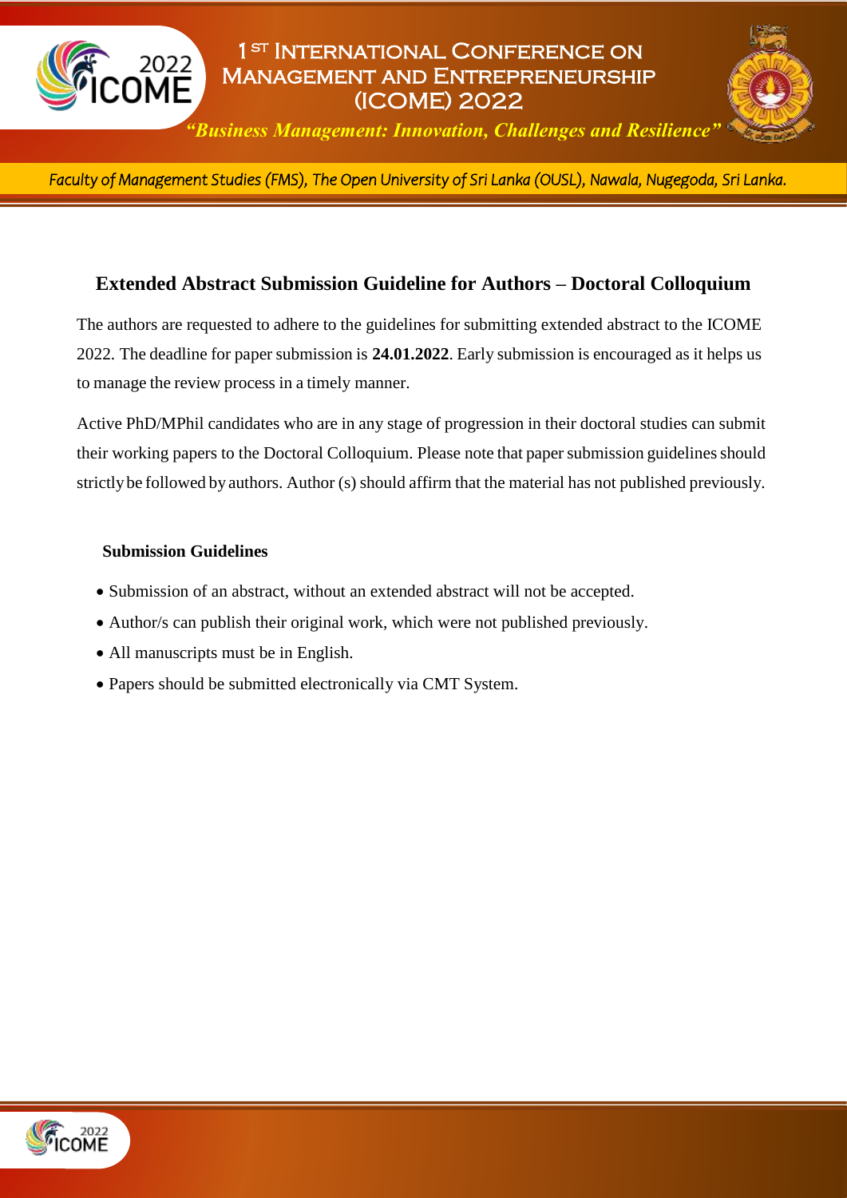# 1[st] International Conference on Management and Entrepreneurship (ICOME) 2022

*"Business Management: Innovation, Challenges and Resilience"*

*Faculty of Management Studies (FMS), The Open University of Sri Lanka (OUSL), Nawala, Nugegoda, Sri Lanka.*

## Extended Abstract Submission Guideline for Authors – Doctoral Colloquium

The authors are requested to adhere to the guidelines for submitting extended abstract to the ICOME 2022. The deadline for paper submission is **24.01.2022**. Early submission is encouraged as it helps us to manage the review process in a timely manner.

Active PhD/MPhil candidates who are in any stage of progression in their doctoral studies can submit their working papers to the Doctoral Colloquium. Please note that paper submission guidelines should strictly be followed by authors. Author (s) should affirm that the material has not published previously.

### Submission Guidelines

- Submission of an abstract, without an extended abstract will not be accepted.
- Author/s can publish their original work, which were not published previously.
- All manuscripts must be in English.
- Papers should be submitted electronically via CMT System.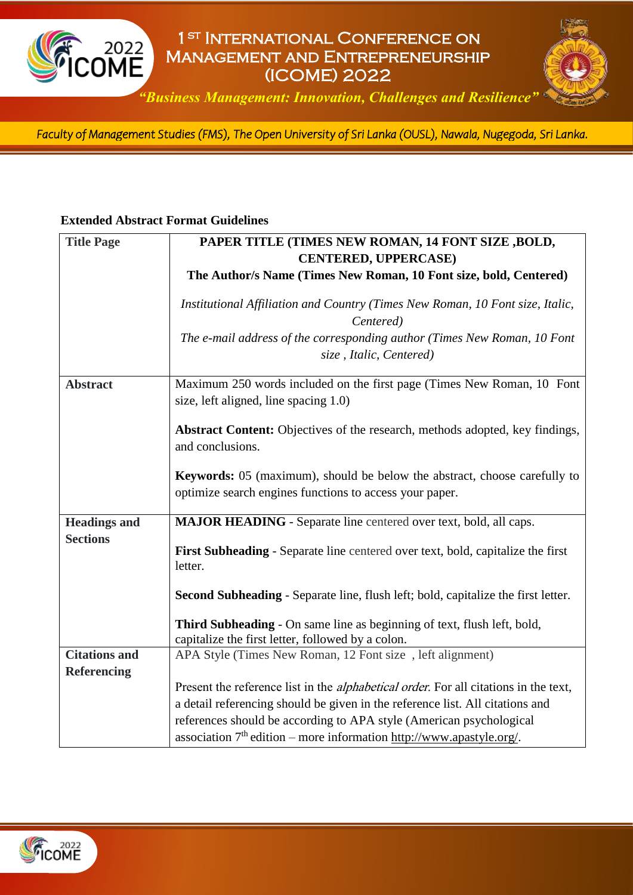**Extended Abstract Format Guidelines**

| | |
|---|---|
| **Title Page** | **PAPER TITLE (TIMES NEW ROMAN, 14 FONT SIZE ,BOLD, CENTERED, UPPERCASE)**<br>**The Author/s Name (Times New Roman, 10 Font size, bold, Centered)**<br>*Institutional Affiliation and Country (Times New Roman, 10 Font size, Italic, Centered)*<br>*The e-mail address of the corresponding author (Times New Roman, 10 Font size , Italic, Centered)* |
| **Abstract** | Maximum 250 words included on the first page (Times New Roman, 10 Font size, left aligned, line spacing 1.0)<br>**Abstract Content:** Objectives of the research, methods adopted, key findings, and conclusions.<br>**Keywords:** 05 (maximum), should be below the abstract, choose carefully to optimize search engines functions to access your paper. |
| **Headings and Sections** | **MAJOR HEADING** - Separate line centered over text, bold, all caps.<br>**First Subheading** - Separate line centered over text, bold, capitalize the first letter.<br>**Second Subheading** - Separate line, flush left; bold, capitalize the first letter.<br>**Third Subheading** - On same line as beginning of text, flush left, bold, capitalize the first letter, followed by a colon. |
| **Citations and Referencing** | APA Style (Times New Roman, 12 Font size , left alignment)<br>Present the reference list in the *alphabetical order*. For all citations in the text, a detail referencing should be given in the reference list. All citations and references should be according to APA style (American psychological association 7th edition – more information http://www.apastyle.org/. |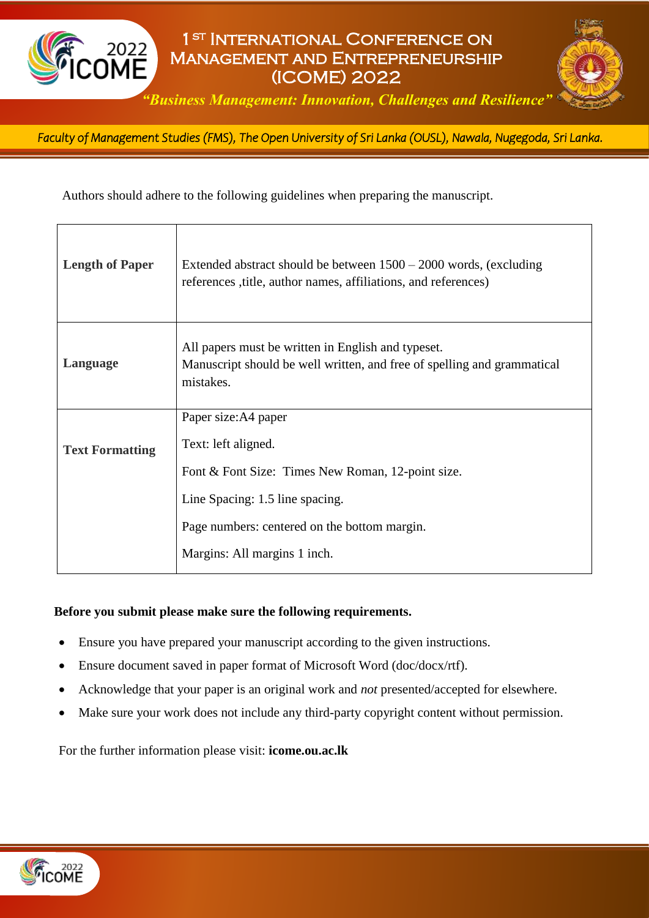Authors should adhere to the following guidelines when preparing the manuscript.

| | |
|---|---|
| **Length of Paper** | Extended abstract should be between 1500 – 2000 words, (excluding references ,title, author names, affiliations, and references) |
| **Language** | All papers must be written in English and typeset.<br>Manuscript should be well written, and free of spelling and grammatical mistakes. |
| **Text Formatting** | Paper size:A4 paper<br>Text: left aligned.<br>Font & Font Size: Times New Roman, 12-point size.<br>Line Spacing: 1.5 line spacing.<br>Page numbers: centered on the bottom margin.<br>Margins: All margins 1 inch. |

**Before you submit please make sure the following requirements.**

- Ensure you have prepared your manuscript according to the given instructions.
- Ensure document saved in paper format of Microsoft Word (doc/docx/rtf).
- Acknowledge that your paper is an original work and *not* presented/accepted for elsewhere.
- Make sure your work does not include any third-party copyright content without permission.

For the further information please visit: **icome.ou.ac.lk**